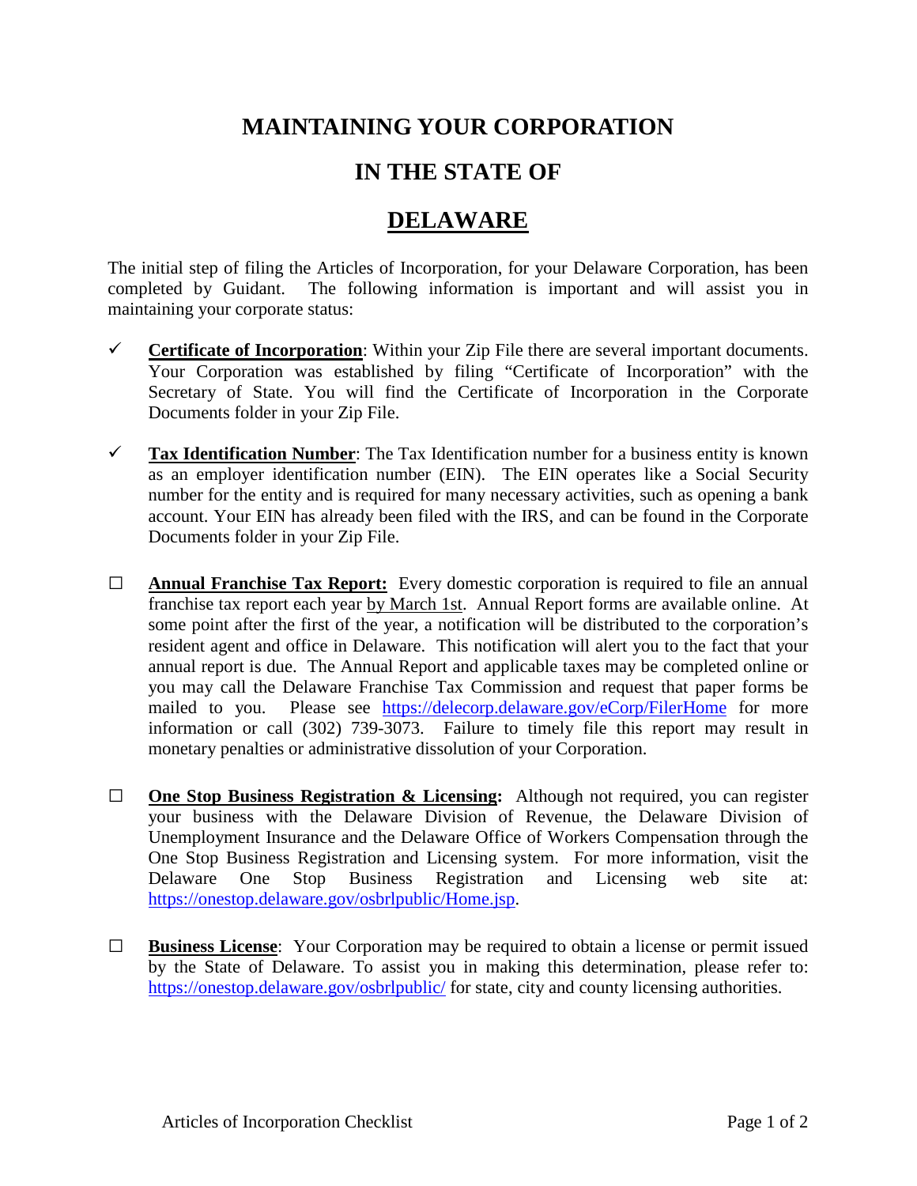# MAINTAINING YOUR CORPORATION

# IN THE STATE OF

# DELAWARE

The initial step of filing the Articles of Incorporation, for your Delaware Corporation, has been completed by Guidant. The following information is important and will assist you in maintaining your corporate status:

- ✓ **Certificate of Incorporation**: Within your Zip File there are several important documents. Your Corporation was established by filing "Certificate of Incorporation" with the Secretary of State. You will find the Certificate of Incorporation in the Corporate Documents folder in your Zip File.

- ✓ **Tax Identification Number**: The Tax Identification number for a business entity is known as an employer identification number (EIN). The EIN operates like a Social Security number for the entity and is required for many necessary activities, such as opening a bank account. Your EIN has already been filed with the IRS, and can be found in the Corporate Documents folder in your Zip File.

- ☐ **Annual Franchise Tax Report:** Every domestic corporation is required to file an annual franchise tax report each year by March 1st. Annual Report forms are available online. At some point after the first of the year, a notification will be distributed to the corporation's resident agent and office in Delaware. This notification will alert you to the fact that your annual report is due. The Annual Report and applicable taxes may be completed online or you may call the Delaware Franchise Tax Commission and request that paper forms be mailed to you. Please see https://delecorp.delaware.gov/eCorp/FilerHome for more information or call (302) 739-3073. Failure to timely file this report may result in monetary penalties or administrative dissolution of your Corporation.

- ☐ **One Stop Business Registration & Licensing:** Although not required, you can register your business with the Delaware Division of Revenue, the Delaware Division of Unemployment Insurance and the Delaware Office of Workers Compensation through the One Stop Business Registration and Licensing system. For more information, visit the Delaware One Stop Business Registration and Licensing web site at: https://onestop.delaware.gov/osbrlpublic/Home.jsp.

- ☐ **Business License**: Your Corporation may be required to obtain a license or permit issued by the State of Delaware. To assist you in making this determination, please refer to: https://onestop.delaware.gov/osbrlpublic/ for state, city and county licensing authorities.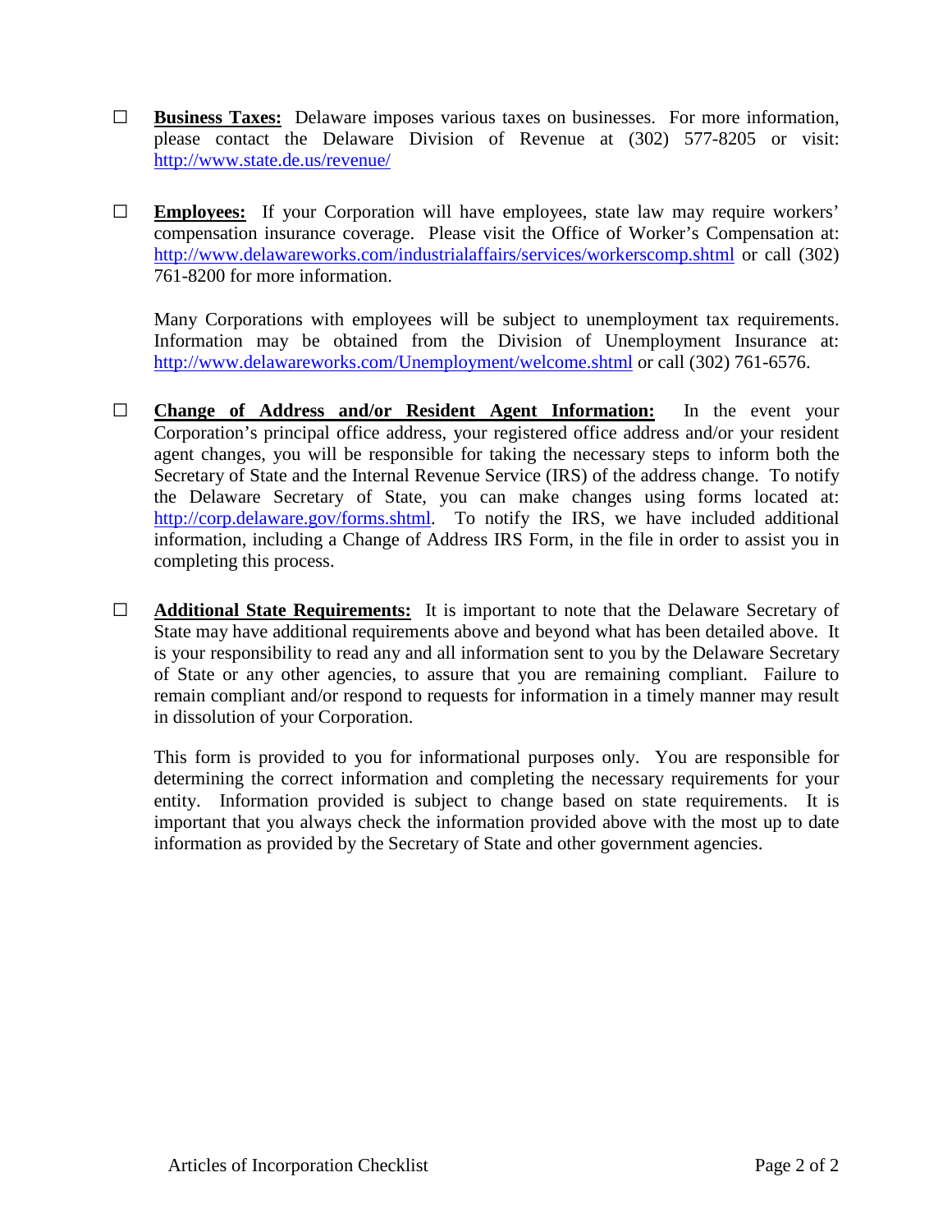- ☐ **Business Taxes:** Delaware imposes various taxes on businesses. For more information, please contact the Delaware Division of Revenue at (302) 577-8205 or visit: http://www.state.de.us/revenue/

- ☐ **Employees:** If your Corporation will have employees, state law may require workers' compensation insurance coverage. Please visit the Office of Worker's Compensation at: http://www.delawareworks.com/industrialaffairs/services/workerscomp.shtml or call (302) 761-8200 for more information.

  Many Corporations with employees will be subject to unemployment tax requirements. Information may be obtained from the Division of Unemployment Insurance at: http://www.delawareworks.com/Unemployment/welcome.shtml or call (302) 761-6576.

- ☐ **Change of Address and/or Resident Agent Information:** In the event your Corporation's principal office address, your registered office address and/or your resident agent changes, you will be responsible for taking the necessary steps to inform both the Secretary of State and the Internal Revenue Service (IRS) of the address change. To notify the Delaware Secretary of State, you can make changes using forms located at: http://corp.delaware.gov/forms.shtml. To notify the IRS, we have included additional information, including a Change of Address IRS Form, in the file in order to assist you in completing this process.

- ☐ **Additional State Requirements:** It is important to note that the Delaware Secretary of State may have additional requirements above and beyond what has been detailed above. It is your responsibility to read any and all information sent to you by the Delaware Secretary of State or any other agencies, to assure that you are remaining compliant. Failure to remain compliant and/or respond to requests for information in a timely manner may result in dissolution of your Corporation.

  This form is provided to you for informational purposes only. You are responsible for determining the correct information and completing the necessary requirements for your entity. Information provided is subject to change based on state requirements. It is important that you always check the information provided above with the most up to date information as provided by the Secretary of State and other government agencies.